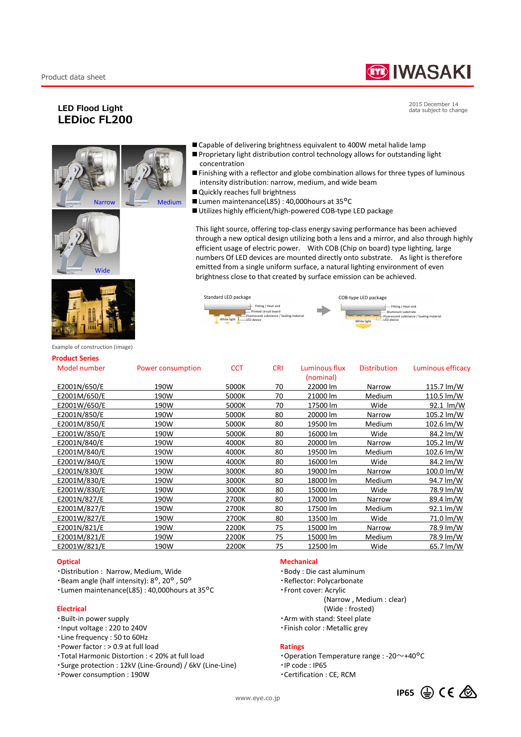Product data sheet

IWASAKI

# LED Flood Light
# LEDioc FL200

2015 December 14
data subject to change

Narrow

Medium

Wide

Example of construction (image)

- Capable of delivering brightness equivalent to 400W metal halide lamp
- Proprietary light distribution control technology allows for outstanding light intensity concentration
- Finishing with a reflector and globe combination allows for three types of luminous intensity distribution: narrow, medium, and wide beam
- Quickly reaches full brightness
- Lumen maintenance(L85) : 40,000hours at 35°C
- Utilizes highly efficient/high-powered COB-type LED package

This light source, offering top-class energy saving performance has been achieved through a new optical design utilizing both a lens and a mirror, and also through highly efficient usage of electric power. With COB (Chip on board) type lighting, large numbers Of LED devices are mounted directly onto substrate. As light is therefore emitted from a single uniform surface, a natural lighting environment of even brightness close to that created by surface emission can be achieved.

Standard LED package: Fitting / Heat sink, Printed circuit board, Fluorescent substance / Sealing material, White light, LED device

COB-type LED package: Fitting / Heat sink, Aluminum substrate, Fluorescent substance / Sealing material, White light, LED device

## Product Series

| Model number | Power consumption | CCT | CRI | Luminous flux (nominal) | Distribution | Luminous efficacy |
|---|---|---|---|---|---|---|
| E2001N/650/E | 190W | 5000K | 70 | 22000 lm | Narrow | 115.7 lm/W |
| E2001M/650/E | 190W | 5000K | 70 | 21000 lm | Medium | 110.5 lm/W |
| E2001W/650/E | 190W | 5000K | 70 | 17500 lm | Wide | 92.1 lm/W |
| E2001N/850/E | 190W | 5000K | 80 | 20000 lm | Narrow | 105.2 lm/W |
| E2001M/850/E | 190W | 5000K | 80 | 19500 lm | Medium | 102.6 lm/W |
| E2001W/850/E | 190W | 5000K | 80 | 16000 lm | Wide | 84.2 lm/W |
| E2001N/840/E | 190W | 4000K | 80 | 20000 lm | Narrow | 105.2 lm/W |
| E2001M/840/E | 190W | 4000K | 80 | 19500 lm | Medium | 102.6 lm/W |
| E2001W/840/E | 190W | 4000K | 80 | 16000 lm | Wide | 84.2 lm/W |
| E2001N/830/E | 190W | 3000K | 80 | 19000 lm | Narrow | 100.0 lm/W |
| E2001M/830/E | 190W | 3000K | 80 | 18000 lm | Medium | 94.7 lm/W |
| E2001W/830/E | 190W | 3000K | 80 | 15000 lm | Wide | 78.9 lm/W |
| E2001N/827/E | 190W | 2700K | 80 | 17000 lm | Narrow | 89.4 lm/W |
| E2001M/827/E | 190W | 2700K | 80 | 17500 lm | Medium | 92.1 lm/W |
| E2001W/827/E | 190W | 2700K | 80 | 13500 lm | Wide | 71.0 lm/W |
| E2001N/821/E | 190W | 2200K | 75 | 15000 lm | Narrow | 78.9 lm/W |
| E2001M/821/E | 190W | 2200K | 75 | 15000 lm | Medium | 78.9 lm/W |
| E2001W/821/E | 190W | 2200K | 75 | 12500 lm | Wide | 65.7 lm/W |

## Optical
- Distribution : Narrow, Medium, Wide
- Beam angle (half intensity): 8°, 20°, 50°
- Lumen maintenance(L85) : 40,000hours at 35°C

## Electrical
- Built-in power supply
- Input voltage : 220 to 240V
- Line frequency : 50 to 60Hz
- Power factor : > 0.9 at full load
- Total Harmonic Distortion : < 20% at full load
- Surge protection : 12kV (Line-Ground) / 6kV (Line-Line)
- Power consumption : 190W

## Mechanical
- Body : Die cast aluminum
- Reflector: Polycarbonate
- Front cover: Acrylic
  (Narrow , Medium : clear)
  (Wide : frosted)
- Arm with stand: Steel plate
- Finish color : Metallic grey

## Ratings
- Operation Temperature range : -20～+40°C
- IP code : IP65
- Certification : CE, RCM

IP65

www.eye.co.jp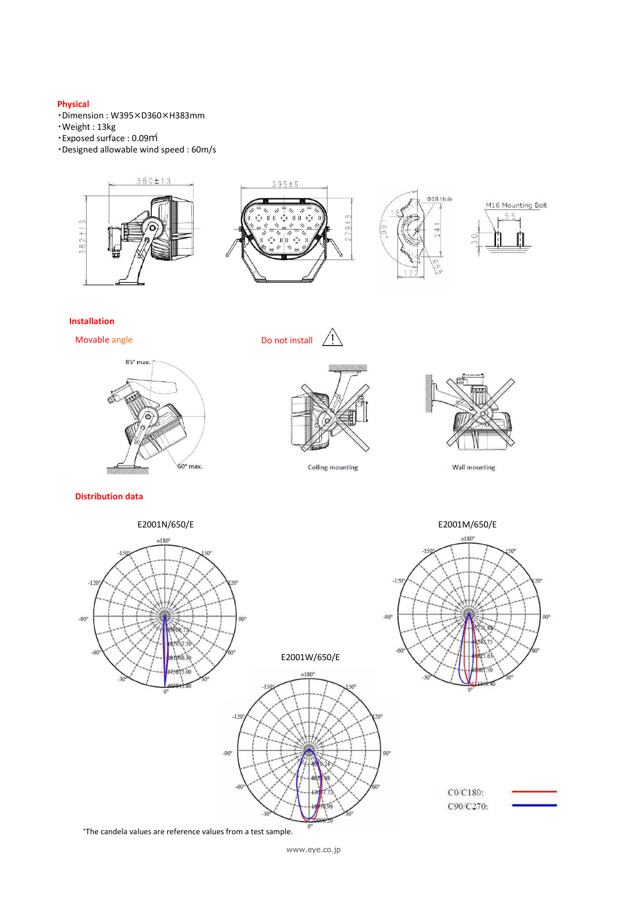## Physical

- ・Dimension : W395×D360×H383mm
- ・Weight : 13kg
- ・Exposed surface : 0.09㎡
- ・Designed allowable wind speed : 60m/s

360±13

382±13

395±5

279±3

Φ18 Hole

18

180°

241

122

R55

M16 Mounting Bolt

55

30

## Installation

Movable angle

85° max.

60° max.

Do not install

Ceiling mounting

Wall mounting

## Distribution data

E2001N/650/E

±180°

-150°

150°

-120°

120°

-90°

90°

-60°

60°

-30°

30°

0°

93908.70

187817.50

281906.30

375815.00

469815.80

E2001M/650/E

±180°

-150°

150°

-120°

120°

-90°

90°

-60°

60°

-30°

30°

0°

22271.88

44543.75

66815.63

89087.50

111359.40

E2001W/650/E

±180°

-150°

150°

-120°

120°

-90°

90°

-60°

60°

-30°

30°

0°

40919.24

80838.48

120757.72

160676.96

200006.20

C0/C180:

C90/C270:

*The candela values are reference values from a test sample.

www.eye.co.jp